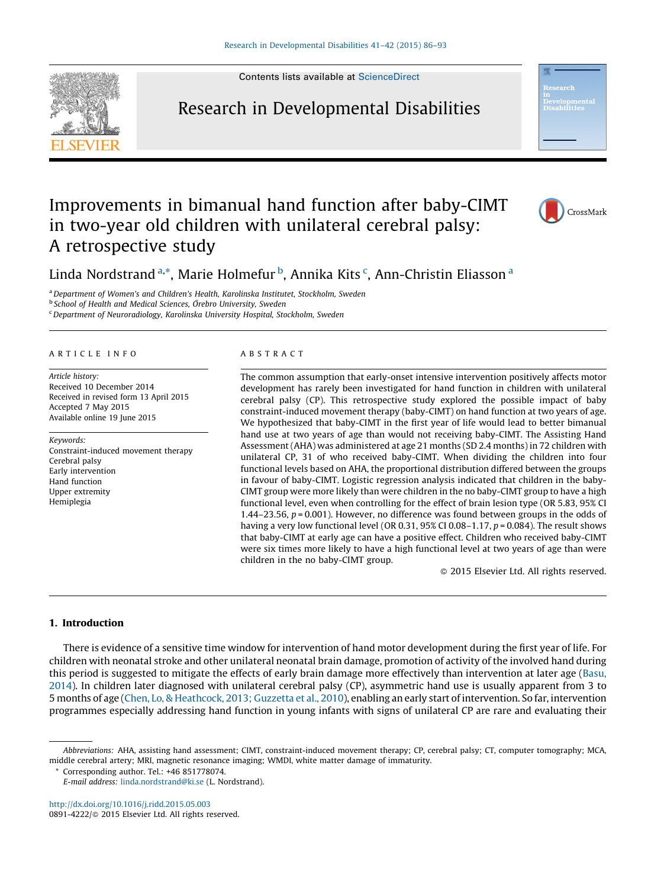# Improvements in bimanual hand function after baby-CIMT in two-year old children with unilateral cerebral palsy: A retrospective study

Linda Nordstrand [a,*], Marie Holmefur [b], Annika Kits [c], Ann-Christin Eliasson [a]

[a] Department of Women's and Children's Health, Karolinska Institutet, Stockholm, Sweden
[b] School of Health and Medical Sciences, Örebro University, Sweden
[c] Department of Neuroradiology, Karolinska University Hospital, Stockholm, Sweden

## ARTICLE INFO

*Article history:*
Received 10 December 2014
Received in revised form 13 April 2015
Accepted 7 May 2015
Available online 19 June 2015

*Keywords:*
Constraint-induced movement therapy
Cerebral palsy
Early intervention
Hand function
Upper extremity
Hemiplegia

## ABSTRACT

The common assumption that early-onset intensive intervention positively affects motor development has rarely been investigated for hand function in children with unilateral cerebral palsy (CP). This retrospective study explored the possible impact of baby constraint-induced movement therapy (baby-CIMT) on hand function at two years of age. We hypothesized that baby-CIMT in the first year of life would lead to better bimanual hand use at two years of age than would not receiving baby-CIMT. The Assisting Hand Assessment (AHA) was administered at age 21 months (SD 2.4 months) in 72 children with unilateral CP, 31 of who received baby-CIMT. When dividing the children into four functional levels based on AHA, the proportional distribution differed between the groups in favour of baby-CIMT. Logistic regression analysis indicated that children in the baby-CIMT group were more likely than were children in the no baby-CIMT group to have a high functional level, even when controlling for the effect of brain lesion type (OR 5.83, 95% CI 1.44–23.56, $p = 0.001$). However, no difference was found between groups in the odds of having a very low functional level (OR 0.31, 95% CI 0.08–1.17, $p = 0.084$). The result shows that baby-CIMT at early age can have a positive effect. Children who received baby-CIMT were six times more likely to have a high functional level at two years of age than were children in the no baby-CIMT group.

© 2015 Elsevier Ltd. All rights reserved.

## 1. Introduction

There is evidence of a sensitive time window for intervention of hand motor development during the first year of life. For children with neonatal stroke and other unilateral neonatal brain damage, promotion of activity of the involved hand during this period is suggested to mitigate the effects of early brain damage more effectively than intervention at later age (Basu, 2014). In children later diagnosed with unilateral cerebral palsy (CP), asymmetric hand use is usually apparent from 3 to 5 months of age (Chen, Lo, & Heathcock, 2013; Guzzetta et al., 2010), enabling an early start of intervention. So far, intervention programmes especially addressing hand function in young infants with signs of unilateral CP are rare and evaluating their

*Abbreviations:* AHA, assisting hand assessment; CIMT, constraint-induced movement therapy; CP, cerebral palsy; CT, computer tomography; MCA, middle cerebral artery; MRI, magnetic resonance imaging; WMDI, white matter damage of immaturity.

\* Corresponding author. Tel.: +46 851778074.
*E-mail address:* linda.nordstrand@ki.se (L. Nordstrand).

http://dx.doi.org/10.1016/j.ridd.2015.05.003
0891-4222/© 2015 Elsevier Ltd. All rights reserved.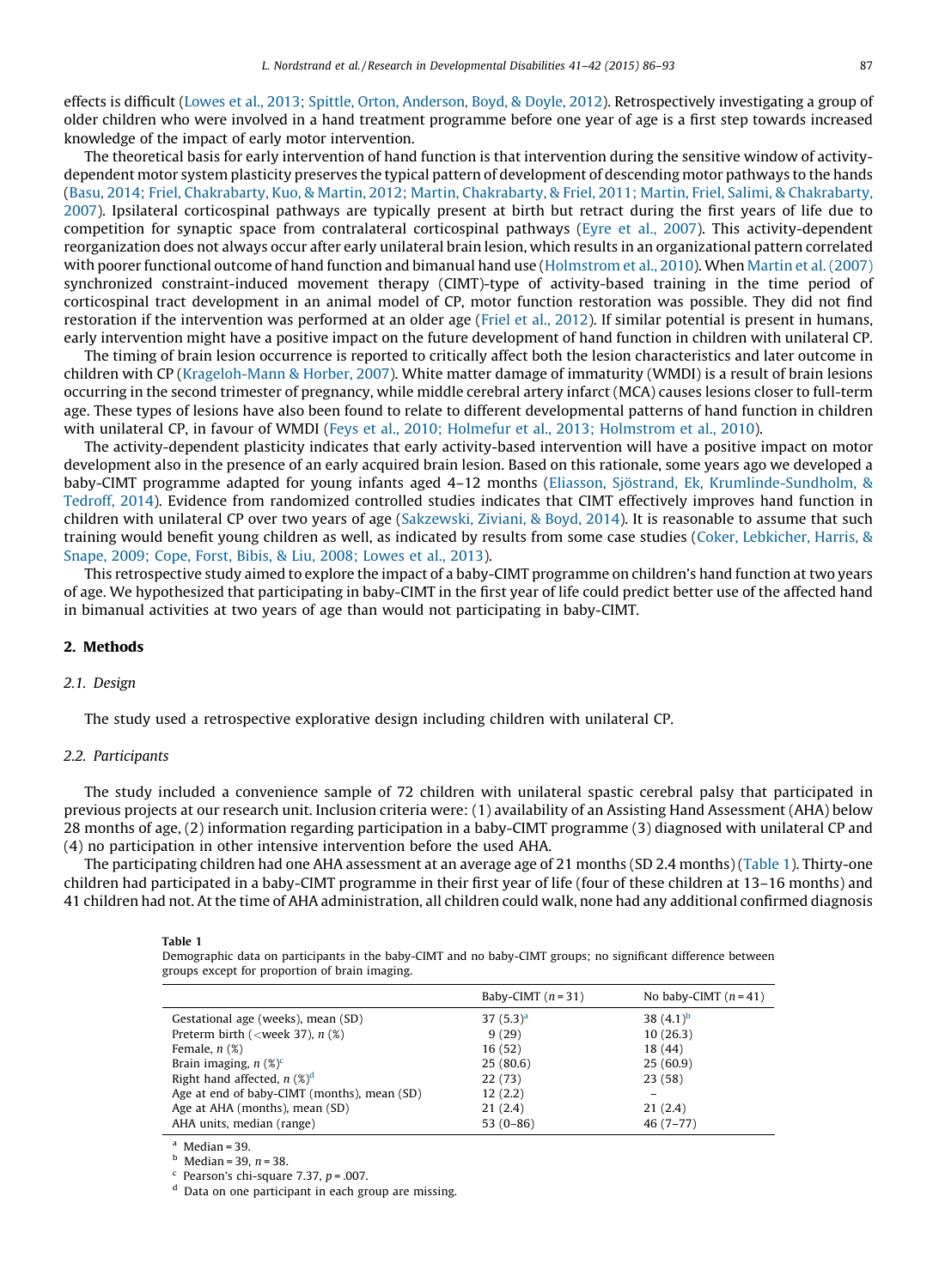effects is difficult (Lowes et al., 2013; Spittle, Orton, Anderson, Boyd, & Doyle, 2012). Retrospectively investigating a group of older children who were involved in a hand treatment programme before one year of age is a first step towards increased knowledge of the impact of early motor intervention.

The theoretical basis for early intervention of hand function is that intervention during the sensitive window of activity-dependent motor system plasticity preserves the typical pattern of development of descending motor pathways to the hands (Basu, 2014; Friel, Chakrabarty, Kuo, & Martin, 2012; Martin, Chakrabarty, & Friel, 2011; Martin, Friel, Salimi, & Chakrabarty, 2007). Ipsilateral corticospinal pathways are typically present at birth but retract during the first years of life due to competition for synaptic space from contralateral corticospinal pathways (Eyre et al., 2007). This activity-dependent reorganization does not always occur after early unilateral brain lesion, which results in an organizational pattern correlated with poorer functional outcome of hand function and bimanual hand use (Holmstrom et al., 2010). When Martin et al. (2007) synchronized constraint-induced movement therapy (CIMT)-type of activity-based training in the time period of corticospinal tract development in an animal model of CP, motor function restoration was possible. They did not find restoration if the intervention was performed at an older age (Friel et al., 2012). If similar potential is present in humans, early intervention might have a positive impact on the future development of hand function in children with unilateral CP.

The timing of brain lesion occurrence is reported to critically affect both the lesion characteristics and later outcome in children with CP (Krageloh-Mann & Horber, 2007). White matter damage of immaturity (WMDI) is a result of brain lesions occurring in the second trimester of pregnancy, while middle cerebral artery infarct (MCA) causes lesions closer to full-term age. These types of lesions have also been found to relate to different developmental patterns of hand function in children with unilateral CP, in favour of WMDI (Feys et al., 2010; Holmefur et al., 2013; Holmstrom et al., 2010).

The activity-dependent plasticity indicates that early activity-based intervention will have a positive impact on motor development also in the presence of an early acquired brain lesion. Based on this rationale, some years ago we developed a baby-CIMT programme adapted for young infants aged 4–12 months (Eliasson, Sjöstrand, Ek, Krumlinde-Sundholm, & Tedroff, 2014). Evidence from randomized controlled studies indicates that CIMT effectively improves hand function in children with unilateral CP over two years of age (Sakzewski, Ziviani, & Boyd, 2014). It is reasonable to assume that such training would benefit young children as well, as indicated by results from some case studies (Coker, Lebkicher, Harris, & Snape, 2009; Cope, Forst, Bibis, & Liu, 2008; Lowes et al., 2013).

This retrospective study aimed to explore the impact of a baby-CIMT programme on children's hand function at two years of age. We hypothesized that participating in baby-CIMT in the first year of life could predict better use of the affected hand in bimanual activities at two years of age than would not participating in baby-CIMT.

## 2. Methods

### 2.1. Design

The study used a retrospective explorative design including children with unilateral CP.

### 2.2. Participants

The study included a convenience sample of 72 children with unilateral spastic cerebral palsy that participated in previous projects at our research unit. Inclusion criteria were: (1) availability of an Assisting Hand Assessment (AHA) below 28 months of age, (2) information regarding participation in a baby-CIMT programme (3) diagnosed with unilateral CP and (4) no participation in other intensive intervention before the used AHA.

The participating children had one AHA assessment at an average age of 21 months (SD 2.4 months) (Table 1). Thirty-one children had participated in a baby-CIMT programme in their first year of life (four of these children at 13–16 months) and 41 children had not. At the time of AHA administration, all children could walk, none had any additional confirmed diagnosis

**Table 1**
Demographic data on participants in the baby-CIMT and no baby-CIMT groups; no significant difference between groups except for proportion of brain imaging.

| | Baby-CIMT ($n = 31$) | No baby-CIMT ($n = 41$) |
|---|---|---|
| Gestational age (weeks), mean (SD) | 37 (5.3)[a] | 38 (4.1)[b] |
| Preterm birth (<week 37), $n$ (%) | 9 (29) | 10 (26.3) |
| Female, $n$ (%) | 16 (52) | 18 (44) |
| Brain imaging, $n$ (%)[c] | 25 (80.6) | 25 (60.9) |
| Right hand affected, $n$ (%)[d] | 22 (73) | 23 (58) |
| Age at end of baby-CIMT (months), mean (SD) | 12 (2.2) | – |
| Age at AHA (months), mean (SD) | 21 (2.4) | 21 (2.4) |
| AHA units, median (range) | 53 (0–86) | 46 (7–77) |

[a] Median = 39.
[b] Median = 39, $n = 38$.
[c] Pearson's chi-square 7.37, $p = .007$.
[d] Data on one participant in each group are missing.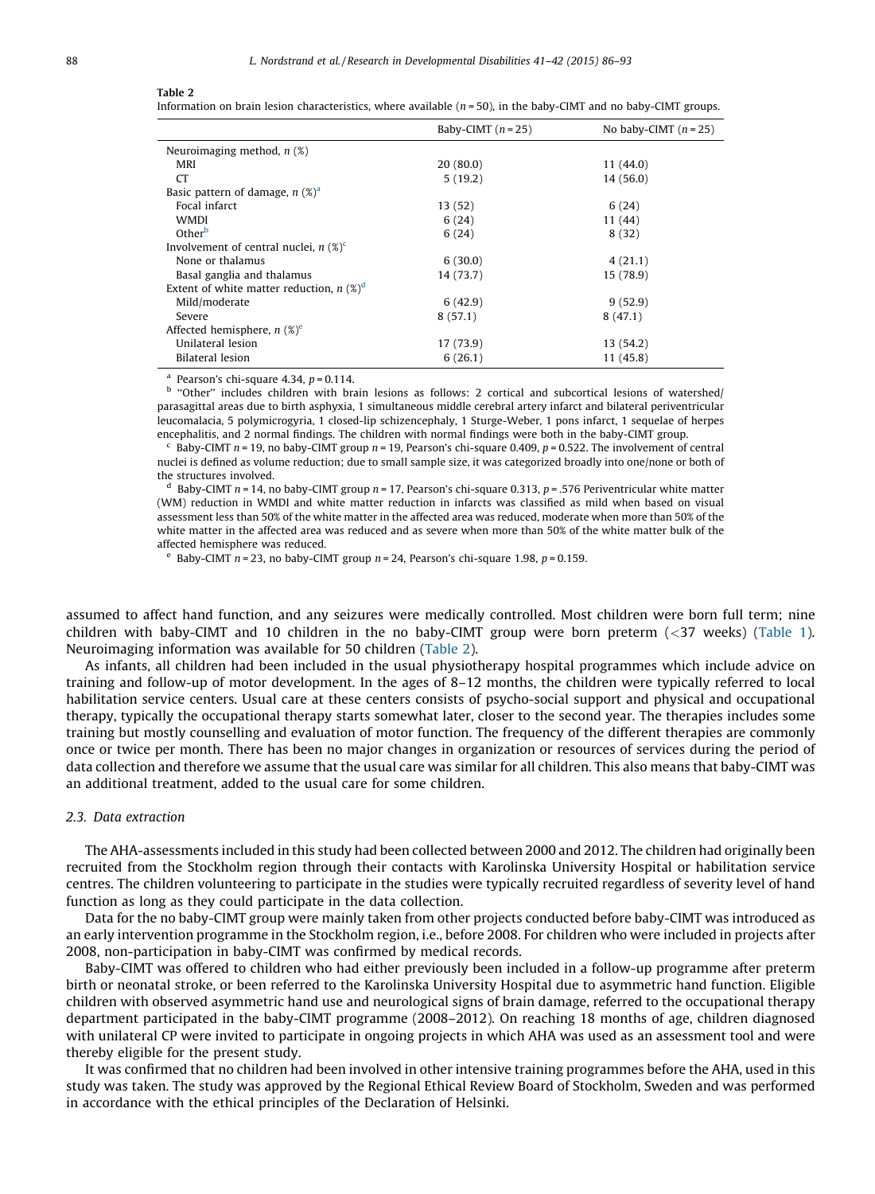**Table 2**

Information on brain lesion characteristics, where available ($n = 50$), in the baby-CIMT and no baby-CIMT groups.

| | Baby-CIMT ($n = 25$) | No baby-CIMT ($n = 25$) |
|---|---|---|
| Neuroimaging method, $n$ (%) | | |
| MRI | 20 (80.0) | 11 (44.0) |
| CT | 5 (19.2) | 14 (56.0) |
| Basic pattern of damage, $n$ (%)[a] | | |
| Focal infarct | 13 (52) | 6 (24) |
| WMDI | 6 (24) | 11 (44) |
| Other[b] | 6 (24) | 8 (32) |
| Involvement of central nuclei, $n$ (%)[c] | | |
| None or thalamus | 6 (30.0) | 4 (21.1) |
| Basal ganglia and thalamus | 14 (73.7) | 15 (78.9) |
| Extent of white matter reduction, $n$ (%)[d] | | |
| Mild/moderate | 6 (42.9) | 9 (52.9) |
| Severe | 8 (57.1) | 8 (47.1) |
| Affected hemisphere, $n$ (%)[e] | | |
| Unilateral lesion | 17 (73.9) | 13 (54.2) |
| Bilateral lesion | 6 (26.1) | 11 (45.8) |

[a] Pearson's chi-square 4.34, $p = 0.114$.

[b] "Other" includes children with brain lesions as follows: 2 cortical and subcortical lesions of watershed/parasagittal areas due to birth asphyxia, 1 simultaneous middle cerebral artery infarct and bilateral periventricular leucomalacia, 5 polymicrogyria, 1 closed-lip schizencephaly, 1 Sturge-Weber, 1 pons infarct, 1 sequelae of herpes encephalitis, and 2 normal findings. The children with normal findings were both in the baby-CIMT group.

[c] Baby-CIMT $n = 19$, no baby-CIMT group $n = 19$, Pearson's chi-square 0.409, $p = 0.522$. The involvement of central nuclei is defined as volume reduction; due to small sample size, it was categorized broadly into one/none or both of the structures involved.

[d] Baby-CIMT $n = 14$, no baby-CIMT group $n = 17$, Pearson's chi-square 0.313, $p = .576$ Periventricular white matter (WM) reduction in WMDI and white matter reduction in infarcts was classified as mild when based on visual assessment less than 50% of the white matter in the affected area was reduced, moderate when more than 50% of the white matter in the affected area was reduced and as severe when more than 50% of the white matter bulk of the affected hemisphere was reduced.

[e] Baby-CIMT $n = 23$, no baby-CIMT group $n = 24$, Pearson's chi-square 1.98, $p = 0.159$.

assumed to affect hand function, and any seizures were medically controlled. Most children were born full term; nine children with baby-CIMT and 10 children in the no baby-CIMT group were born preterm (<37 weeks) (Table 1). Neuroimaging information was available for 50 children (Table 2).

As infants, all children had been included in the usual physiotherapy hospital programmes which include advice on training and follow-up of motor development. In the ages of 8–12 months, the children were typically referred to local habilitation service centers. Usual care at these centers consists of psycho-social support and physical and occupational therapy, typically the occupational therapy starts somewhat later, closer to the second year. The therapies includes some training but mostly counselling and evaluation of motor function. The frequency of the different therapies are commonly once or twice per month. There has been no major changes in organization or resources of services during the period of data collection and therefore we assume that the usual care was similar for all children. This also means that baby-CIMT was an additional treatment, added to the usual care for some children.

### *2.3. Data extraction*

The AHA-assessments included in this study had been collected between 2000 and 2012. The children had originally been recruited from the Stockholm region through their contacts with Karolinska University Hospital or habilitation service centres. The children volunteering to participate in the studies were typically recruited regardless of severity level of hand function as long as they could participate in the data collection.

Data for the no baby-CIMT group were mainly taken from other projects conducted before baby-CIMT was introduced as an early intervention programme in the Stockholm region, i.e., before 2008. For children who were included in projects after 2008, non-participation in baby-CIMT was confirmed by medical records.

Baby-CIMT was offered to children who had either previously been included in a follow-up programme after preterm birth or neonatal stroke, or been referred to the Karolinska University Hospital due to asymmetric hand function. Eligible children with observed asymmetric hand use and neurological signs of brain damage, referred to the occupational therapy department participated in the baby-CIMT programme (2008–2012). On reaching 18 months of age, children diagnosed with unilateral CP were invited to participate in ongoing projects in which AHA was used as an assessment tool and were thereby eligible for the present study.

It was confirmed that no children had been involved in other intensive training programmes before the AHA, used in this study was taken. The study was approved by the Regional Ethical Review Board of Stockholm, Sweden and was performed in accordance with the ethical principles of the Declaration of Helsinki.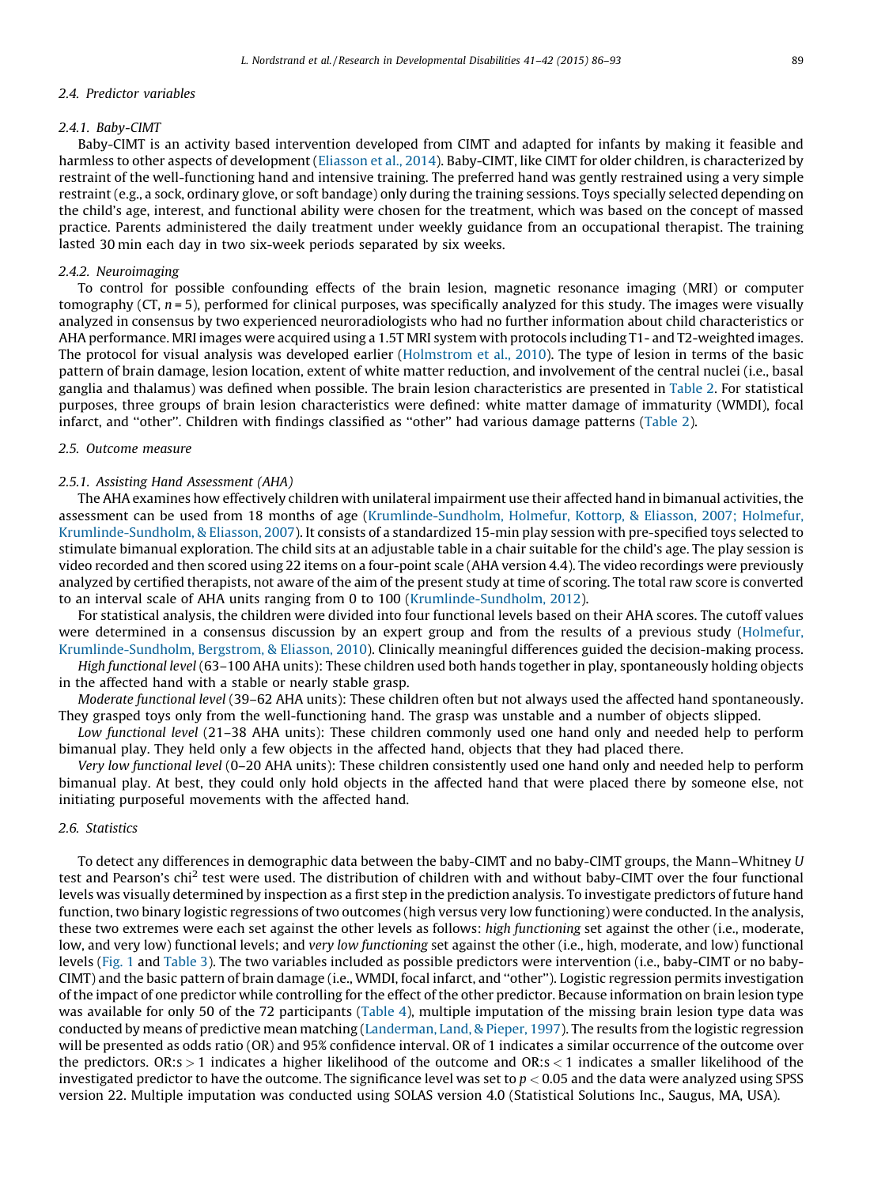### 2.4. Predictor variables

#### 2.4.1. Baby-CIMT

Baby-CIMT is an activity based intervention developed from CIMT and adapted for infants by making it feasible and harmless to other aspects of development (Eliasson et al., 2014). Baby-CIMT, like CIMT for older children, is characterized by restraint of the well-functioning hand and intensive training. The preferred hand was gently restrained using a very simple restraint (e.g., a sock, ordinary glove, or soft bandage) only during the training sessions. Toys specially selected depending on the child's age, interest, and functional ability were chosen for the treatment, which was based on the concept of massed practice. Parents administered the daily treatment under weekly guidance from an occupational therapist. The training lasted 30 min each day in two six-week periods separated by six weeks.

#### 2.4.2. Neuroimaging

To control for possible confounding effects of the brain lesion, magnetic resonance imaging (MRI) or computer tomography (CT, $n = 5$), performed for clinical purposes, was specifically analyzed for this study. The images were visually analyzed in consensus by two experienced neuroradiologists who had no further information about child characteristics or AHA performance. MRI images were acquired using a 1.5T MRI system with protocols including T1- and T2-weighted images. The protocol for visual analysis was developed earlier (Holmstrom et al., 2010). The type of lesion in terms of the basic pattern of brain damage, lesion location, extent of white matter reduction, and involvement of the central nuclei (i.e., basal ganglia and thalamus) was defined when possible. The brain lesion characteristics are presented in Table 2. For statistical purposes, three groups of brain lesion characteristics were defined: white matter damage of immaturity (WMDI), focal infarct, and ''other''. Children with findings classified as ''other'' had various damage patterns (Table 2).

### 2.5. Outcome measure

#### 2.5.1. Assisting Hand Assessment (AHA)

The AHA examines how effectively children with unilateral impairment use their affected hand in bimanual activities, the assessment can be used from 18 months of age (Krumlinde-Sundholm, Holmefur, Kottorp, & Eliasson, 2007; Holmefur, Krumlinde-Sundholm, & Eliasson, 2007). It consists of a standardized 15-min play session with pre-specified toys selected to stimulate bimanual exploration. The child sits at an adjustable table in a chair suitable for the child's age. The play session is video recorded and then scored using 22 items on a four-point scale (AHA version 4.4). The video recordings were previously analyzed by certified therapists, not aware of the aim of the present study at time of scoring. The total raw score is converted to an interval scale of AHA units ranging from 0 to 100 (Krumlinde-Sundholm, 2012).

For statistical analysis, the children were divided into four functional levels based on their AHA scores. The cutoff values were determined in a consensus discussion by an expert group and from the results of a previous study (Holmefur, Krumlinde-Sundholm, Bergstrom, & Eliasson, 2010). Clinically meaningful differences guided the decision-making process.

*High functional level* (63–100 AHA units): These children used both hands together in play, spontaneously holding objects in the affected hand with a stable or nearly stable grasp.

*Moderate functional level* (39–62 AHA units): These children often but not always used the affected hand spontaneously. They grasped toys only from the well-functioning hand. The grasp was unstable and a number of objects slipped.

*Low functional level* (21–38 AHA units): These children commonly used one hand only and needed help to perform bimanual play. They held only a few objects in the affected hand, objects that they had placed there.

*Very low functional level* (0–20 AHA units): These children consistently used one hand only and needed help to perform bimanual play. At best, they could only hold objects in the affected hand that were placed there by someone else, not initiating purposeful movements with the affected hand.

### 2.6. Statistics

To detect any differences in demographic data between the baby-CIMT and no baby-CIMT groups, the Mann–Whitney *U* test and Pearson's chi$^2$ test were used. The distribution of children with and without baby-CIMT over the four functional levels was visually determined by inspection as a first step in the prediction analysis. To investigate predictors of future hand function, two binary logistic regressions of two outcomes (high versus very low functioning) were conducted. In the analysis, these two extremes were each set against the other levels as follows: *high functioning* set against the other (i.e., moderate, low, and very low) functional levels; and *very low functioning* set against the other (i.e., high, moderate, and low) functional levels (Fig. 1 and Table 3). The two variables included as possible predictors were intervention (i.e., baby-CIMT or no baby-CIMT) and the basic pattern of brain damage (i.e., WMDI, focal infarct, and ''other''). Logistic regression permits investigation of the impact of one predictor while controlling for the effect of the other predictor. Because information on brain lesion type was available for only 50 of the 72 participants (Table 4), multiple imputation of the missing brain lesion type data was conducted by means of predictive mean matching (Landerman, Land, & Pieper, 1997). The results from the logistic regression will be presented as odds ratio (OR) and 95% confidence interval. OR of 1 indicates a similar occurrence of the outcome over the predictors. OR:s $> 1$ indicates a higher likelihood of the outcome and OR:s $< 1$ indicates a smaller likelihood of the investigated predictor to have the outcome. The significance level was set to $p < 0.05$ and the data were analyzed using SPSS version 22. Multiple imputation was conducted using SOLAS version 4.0 (Statistical Solutions Inc., Saugus, MA, USA).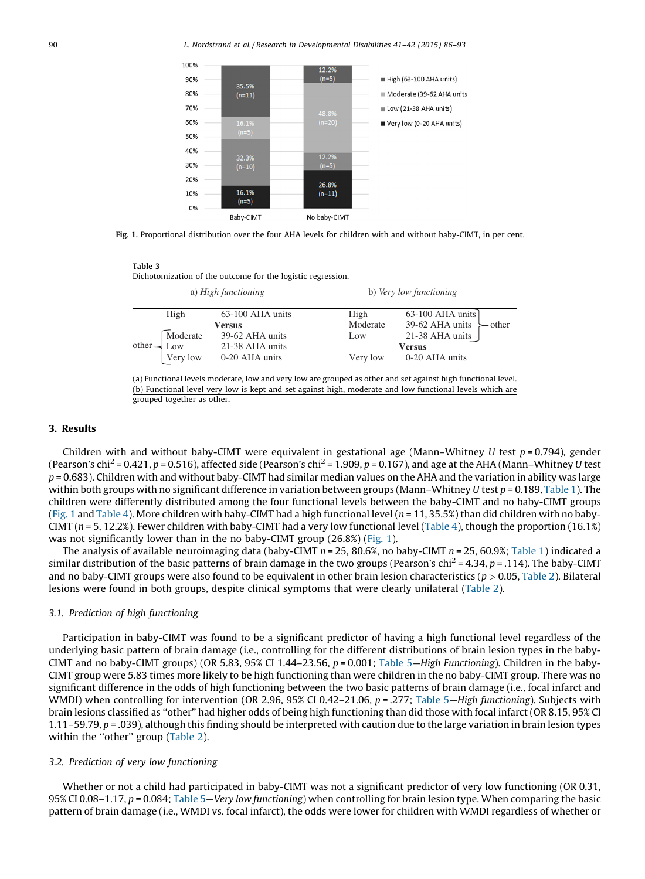Fig. 1. Proportional distribution over the four AHA levels for children with and without baby-CIMT, in per cent.

**Table 3**
Dichotomization of the outcome for the logistic regression.

| a) *High functioning* | | | b) *Very low functioning* | | |
|---|---|---|---|---|---|
| | High | 63-100 AHA units | High | 63-100 AHA units | other |
| | **Versus** | | Moderate | 39-62 AHA units | other |
| other | Moderate | 39-62 AHA units | Low | 21-38 AHA units | other |
| other | Low | 21-38 AHA units | **Versus** | | |
| other | Very low | 0-20 AHA units | Very low | 0-20 AHA units | |

(a) Functional levels moderate, low and very low are grouped as other and set against high functional level.
(b) Functional level very low is kept and set against high, moderate and low functional levels which are grouped together as other.

## 3. Results

Children with and without baby-CIMT were equivalent in gestational age (Mann–Whitney *U* test $p = 0.794$), gender (Pearson's chi$^2$ = 0.421, $p = 0.516$), affected side (Pearson's chi$^2$ = 1.909, $p = 0.167$), and age at the AHA (Mann–Whitney *U* test $p = 0.683$). Children with and without baby-CIMT had similar median values on the AHA and the variation in ability was large within both groups with no significant difference in variation between groups (Mann–Whitney *U* test $p = 0.189$, Table 1). The children were differently distributed among the four functional levels between the baby-CIMT and no baby-CIMT groups (Fig. 1 and Table 4). More children with baby-CIMT had a high functional level ($n = 11$, 35.5%) than did children with no baby-CIMT ($n = 5$, 12.2%). Fewer children with baby-CIMT had a very low functional level (Table 4), though the proportion (16.1%) was not significantly lower than in the no baby-CIMT group (26.8%) (Fig. 1).

The analysis of available neuroimaging data (baby-CIMT $n = 25$, 80.6%, no baby-CIMT $n = 25$, 60.9%; Table 1) indicated a similar distribution of the basic patterns of brain damage in the two groups (Pearson's chi$^2$ = 4.34, $p = .114$). The baby-CIMT and no baby-CIMT groups were also found to be equivalent in other brain lesion characteristics ($p > 0.05$, Table 2). Bilateral lesions were found in both groups, despite clinical symptoms that were clearly unilateral (Table 2).

### 3.1. Prediction of high functioning

Participation in baby-CIMT was found to be a significant predictor of having a high functional level regardless of the underlying basic pattern of brain damage (i.e., controlling for the different distributions of brain lesion types in the baby-CIMT and no baby-CIMT groups) (OR 5.83, 95% CI 1.44–23.56, $p = 0.001$; Table 5—*High Functioning*). Children in the baby-CIMT group were 5.83 times more likely to be high functioning than were children in the no baby-CIMT group. There was no significant difference in the odds of high functioning between the two basic patterns of brain damage (i.e., focal infarct and WMDI) when controlling for intervention (OR 2.96, 95% CI 0.42–21.06, $p = .277$; Table 5—*High functioning*). Subjects with brain lesions classified as "other" had higher odds of being high functioning than did those with focal infarct (OR 8.15, 95% CI 1.11–59.79, $p = .039$), although this finding should be interpreted with caution due to the large variation in brain lesion types within the "other" group (Table 2).

### 3.2. Prediction of very low functioning

Whether or not a child had participated in baby-CIMT was not a significant predictor of very low functioning (OR 0.31, 95% CI 0.08–1.17, $p = 0.084$; Table 5—*Very low functioning*) when controlling for brain lesion type. When comparing the basic pattern of brain damage (i.e., WMDI vs. focal infarct), the odds were lower for children with WMDI regardless of whether or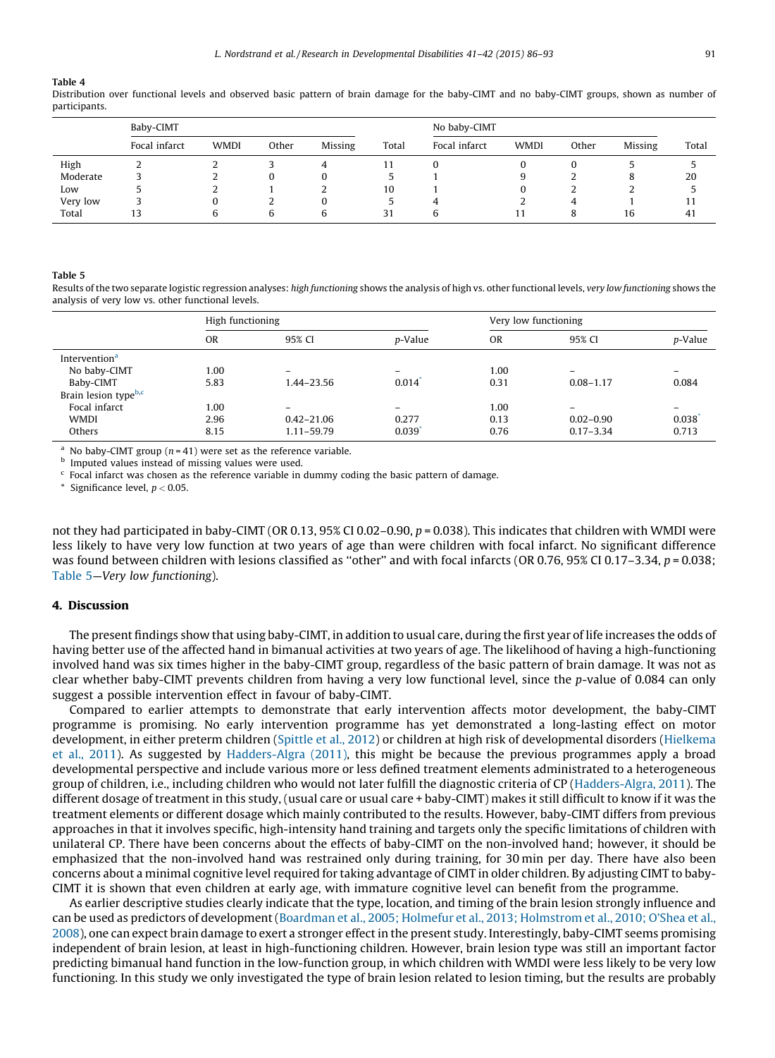**Table 4**
Distribution over functional levels and observed basic pattern of brain damage for the baby-CIMT and no baby-CIMT groups, shown as number of participants.

| | Baby-CIMT | | | | | No baby-CIMT | | | | |
|---|---|---|---|---|---|---|---|---|---|---|
| | Focal infarct | WMDI | Other | Missing | Total | Focal infarct | WMDI | Other | Missing | Total |
| High | 2 | 2 | 3 | 4 | 11 | 0 | 0 | 0 | 5 | 5 |
| Moderate | 3 | 2 | 0 | 0 | 5 | 1 | 9 | 2 | 8 | 20 |
| Low | 5 | 2 | 1 | 2 | 10 | 1 | 0 | 2 | 2 | 5 |
| Very low | 3 | 0 | 2 | 0 | 5 | 4 | 2 | 4 | 1 | 11 |
| Total | 13 | 6 | 6 | 6 | 31 | 6 | 11 | 8 | 16 | 41 |

**Table 5**
Results of the two separate logistic regression analyses: *high functioning* shows the analysis of high vs. other functional levels, *very low functioning* shows the analysis of very low vs. other functional levels.

| | High functioning | | | Very low functioning | | |
|---|---|---|---|---|---|---|
| | OR | 95% CI | *p*-Value | OR | 95% CI | *p*-Value |
| Intervention[a] | | | | | | |
| No baby-CIMT | 1.00 | – | – | 1.00 | – | – |
| Baby-CIMT | 5.83 | 1.44–23.56 | 0.014* | 0.31 | 0.08–1.17 | 0.084 |
| Brain lesion type[b,c] | | | | | | |
| Focal infarct | 1.00 | – | – | 1.00 | – | – |
| WMDI | 2.96 | 0.42–21.06 | 0.277 | 0.13 | 0.02–0.90 | 0.038* |
| Others | 8.15 | 1.11–59.79 | 0.039* | 0.76 | 0.17–3.34 | 0.713 |

[a] No baby-CIMT group ($n = 41$) were set as the reference variable.
[b] Imputed values instead of missing values were used.
[c] Focal infarct was chosen as the reference variable in dummy coding the basic pattern of damage.
* Significance level, $p < 0.05$.

not they had participated in baby-CIMT (OR 0.13, 95% CI 0.02–0.90, $p = 0.038$). This indicates that children with WMDI were less likely to have very low function at two years of age than were children with focal infarct. No significant difference was found between children with lesions classified as ''other'' and with focal infarcts (OR 0.76, 95% CI 0.17–3.34, $p = 0.038$; Table 5—*Very low functioning*).

## 4. Discussion

The present findings show that using baby-CIMT, in addition to usual care, during the first year of life increases the odds of having better use of the affected hand in bimanual activities at two years of age. The likelihood of having a high-functioning involved hand was six times higher in the baby-CIMT group, regardless of the basic pattern of brain damage. It was not as clear whether baby-CIMT prevents children from having a very low functional level, since the *p*-value of 0.084 can only suggest a possible intervention effect in favour of baby-CIMT.

Compared to earlier attempts to demonstrate that early intervention affects motor development, the baby-CIMT programme is promising. No early intervention programme has yet demonstrated a long-lasting effect on motor development, in either preterm children (Spittle et al., 2012) or children at high risk of developmental disorders (Hielkema et al., 2011). As suggested by Hadders-Algra (2011), this might be because the previous programmes apply a broad developmental perspective and include various more or less defined treatment elements administrated to a heterogeneous group of children, i.e., including children who would not later fulfill the diagnostic criteria of CP (Hadders-Algra, 2011). The different dosage of treatment in this study, (usual care or usual care + baby-CIMT) makes it still difficult to know if it was the treatment elements or different dosage which mainly contributed to the results. However, baby-CIMT differs from previous approaches in that it involves specific, high-intensity hand training and targets only the specific limitations of children with unilateral CP. There have been concerns about the effects of baby-CIMT on the non-involved hand; however, it should be emphasized that the non-involved hand was restrained only during training, for 30 min per day. There have also been concerns about a minimal cognitive level required for taking advantage of CIMT in older children. By adjusting CIMT to baby-CIMT it is shown that even children at early age, with immature cognitive level can benefit from the programme.

As earlier descriptive studies clearly indicate that the type, location, and timing of the brain lesion strongly influence and can be used as predictors of development (Boardman et al., 2005; Holmefur et al., 2013; Holmstrom et al., 2010; O'Shea et al., 2008), one can expect brain damage to exert a stronger effect in the present study. Interestingly, baby-CIMT seems promising independent of brain lesion, at least in high-functioning children. However, brain lesion type was still an important factor predicting bimanual hand function in the low-function group, in which children with WMDI were less likely to be very low functioning. In this study we only investigated the type of brain lesion related to lesion timing, but the results are probably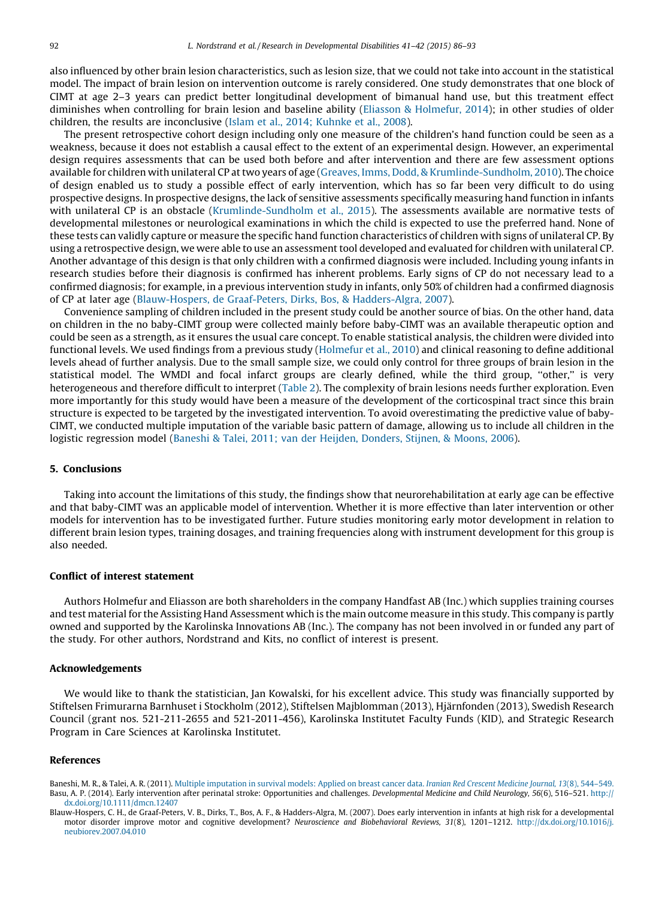also influenced by other brain lesion characteristics, such as lesion size, that we could not take into account in the statistical model. The impact of brain lesion on intervention outcome is rarely considered. One study demonstrates that one block of CIMT at age 2–3 years can predict better longitudinal development of bimanual hand use, but this treatment effect diminishes when controlling for brain lesion and baseline ability (Eliasson & Holmefur, 2014); in other studies of older children, the results are inconclusive (Islam et al., 2014; Kuhnke et al., 2008).

The present retrospective cohort design including only one measure of the children's hand function could be seen as a weakness, because it does not establish a causal effect to the extent of an experimental design. However, an experimental design requires assessments that can be used both before and after intervention and there are few assessment options available for children with unilateral CP at two years of age (Greaves, Imms, Dodd, & Krumlinde-Sundholm, 2010). The choice of design enabled us to study a possible effect of early intervention, which has so far been very difficult to do using prospective designs. In prospective designs, the lack of sensitive assessments specifically measuring hand function in infants with unilateral CP is an obstacle (Krumlinde-Sundholm et al., 2015). The assessments available are normative tests of developmental milestones or neurological examinations in which the child is expected to use the preferred hand. None of these tests can validly capture or measure the specific hand function characteristics of children with signs of unilateral CP. By using a retrospective design, we were able to use an assessment tool developed and evaluated for children with unilateral CP. Another advantage of this design is that only children with a confirmed diagnosis were included. Including young infants in research studies before their diagnosis is confirmed has inherent problems. Early signs of CP do not necessary lead to a confirmed diagnosis; for example, in a previous intervention study in infants, only 50% of children had a confirmed diagnosis of CP at later age (Blauw-Hospers, de Graaf-Peters, Dirks, Bos, & Hadders-Algra, 2007).

Convenience sampling of children included in the present study could be another source of bias. On the other hand, data on children in the no baby-CIMT group were collected mainly before baby-CIMT was an available therapeutic option and could be seen as a strength, as it ensures the usual care concept. To enable statistical analysis, the children were divided into functional levels. We used findings from a previous study (Holmefur et al., 2010) and clinical reasoning to define additional levels ahead of further analysis. Due to the small sample size, we could only control for three groups of brain lesion in the statistical model. The WMDI and focal infarct groups are clearly defined, while the third group, "other," is very heterogeneous and therefore difficult to interpret (Table 2). The complexity of brain lesions needs further exploration. Even more importantly for this study would have been a measure of the development of the corticospinal tract since this brain structure is expected to be targeted by the investigated intervention. To avoid overestimating the predictive value of baby-CIMT, we conducted multiple imputation of the variable basic pattern of damage, allowing us to include all children in the logistic regression model (Baneshi & Talei, 2011; van der Heijden, Donders, Stijnen, & Moons, 2006).

## 5. Conclusions

Taking into account the limitations of this study, the findings show that neurorehabilitation at early age can be effective and that baby-CIMT was an applicable model of intervention. Whether it is more effective than later intervention or other models for intervention has to be investigated further. Future studies monitoring early motor development in relation to different brain lesion types, training dosages, and training frequencies along with instrument development for this group is also needed.

## Conflict of interest statement

Authors Holmefur and Eliasson are both shareholders in the company Handfast AB (Inc.) which supplies training courses and test material for the Assisting Hand Assessment which is the main outcome measure in this study. This company is partly owned and supported by the Karolinska Innovations AB (Inc.). The company has not been involved in or funded any part of the study. For other authors, Nordstrand and Kits, no conflict of interest is present.

## Acknowledgements

We would like to thank the statistician, Jan Kowalski, for his excellent advice. This study was financially supported by Stiftelsen Frimurarna Barnhuset i Stockholm (2012), Stiftelsen Majblomman (2013), Hjärnfonden (2013), Swedish Research Council (grant nos. 521-211-2655 and 521-2011-456), Karolinska Institutet Faculty Funds (KID), and Strategic Research Program in Care Sciences at Karolinska Institutet.

## References

Baneshi, M. R., & Talei, A. R. (2011). Multiple imputation in survival models: Applied on breast cancer data. *Iranian Red Crescent Medicine Journal, 13*(8), 544–549.

Basu, A. P. (2014). Early intervention after perinatal stroke: Opportunities and challenges. *Developmental Medicine and Child Neurology, 56*(6), 516–521. http://dx.doi.org/10.1111/dmcn.12407

Blauw-Hospers, C. H., de Graaf-Peters, V. B., Dirks, T., Bos, A. F., & Hadders-Algra, M. (2007). Does early intervention in infants at high risk for a developmental motor disorder improve motor and cognitive development? *Neuroscience and Biobehavioral Reviews, 31*(8), 1201–1212. http://dx.doi.org/10.1016/j.neubiorev.2007.04.010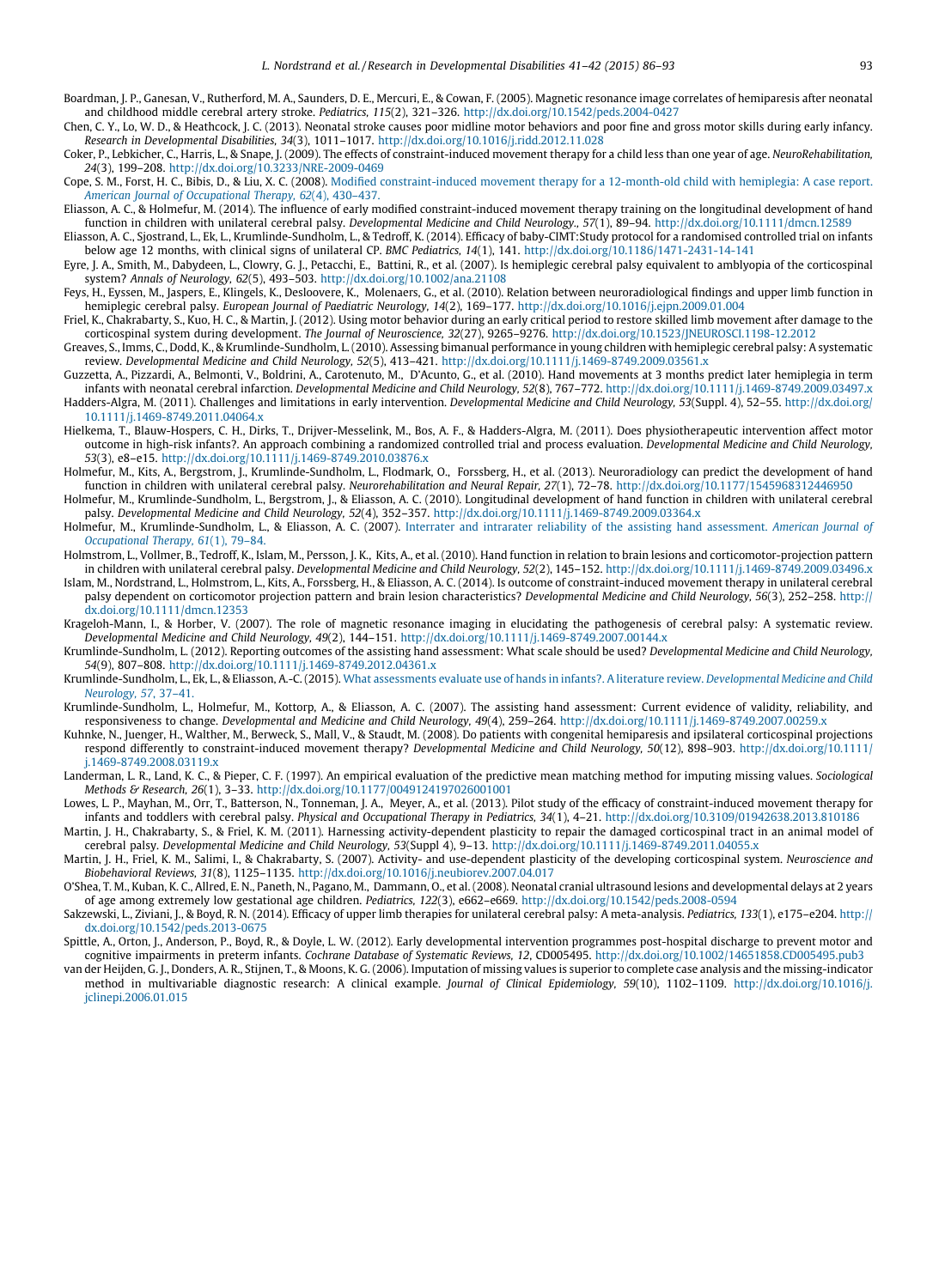Boardman, J. P., Ganesan, V., Rutherford, M. A., Saunders, D. E., Mercuri, E., & Cowan, F. (2005). Magnetic resonance image correlates of hemiparesis after neonatal and childhood middle cerebral artery stroke. *Pediatrics, 115*(2), 321–326. http://dx.doi.org/10.1542/peds.2004-0427

Chen, C. Y., Lo, W. D., & Heathcock, J. C. (2013). Neonatal stroke causes poor midline motor behaviors and poor fine and gross motor skills during early infancy. *Research in Developmental Disabilities, 34*(3), 1011–1017. http://dx.doi.org/10.1016/j.ridd.2012.11.028

Coker, P., Lebkicher, C., Harris, L., & Snape, J. (2009). The effects of constraint-induced movement therapy for a child less than one year of age. *NeuroRehabilitation, 24*(3), 199–208. http://dx.doi.org/10.3233/NRE-2009-0469

Cope, S. M., Forst, H. C., Bibis, D., & Liu, X. C. (2008). Modified constraint-induced movement therapy for a 12-month-old child with hemiplegia: A case report. *American Journal of Occupational Therapy, 62*(4), 430–437.

Eliasson, A. C., & Holmefur, M. (2014). The influence of early modified constraint-induced movement therapy training on the longitudinal development of hand function in children with unilateral cerebral palsy. *Developmental Medicine and Child Neurology., 57*(1), 89–94. http://dx.doi.org/10.1111/dmcn.12589

Eliasson, A. C., Sjostrand, L., Ek, L., Krumlinde-Sundholm, L., & Tedroff, K. (2014). Efficacy of baby-CIMT:Study protocol for a randomised controlled trial on infants below age 12 months, with clinical signs of unilateral CP. *BMC Pediatrics, 14*(1), 141. http://dx.doi.org/10.1186/1471-2431-14-141

Eyre, J. A., Smith, M., Dabydeen, L., Clowry, G. J., Petacchi, E., Battini, R., et al. (2007). Is hemiplegic cerebral palsy equivalent to amblyopia of the corticospinal system? *Annals of Neurology, 62*(5), 493–503. http://dx.doi.org/10.1002/ana.21108

Feys, H., Eyssen, M., Jaspers, E., Klingels, K., Desloovere, K., Molenaers, G., et al. (2010). Relation between neuroradiological findings and upper limb function in hemiplegic cerebral palsy. *European Journal of Paediatric Neurology, 14*(2), 169–177. http://dx.doi.org/10.1016/j.ejpn.2009.01.004

Friel, K., Chakrabarty, S., Kuo, H. C., & Martin, J. (2012). Using motor behavior during an early critical period to restore skilled limb movement after damage to the corticospinal system during development. *The Journal of Neuroscience, 32*(27), 9265–9276. http://dx.doi.org/10.1523/JNEUROSCI.1198-12.2012

Greaves, S., Imms, C., Dodd, K., & Krumlinde-Sundholm, L. (2010). Assessing bimanual performance in young children with hemiplegic cerebral palsy: A systematic review. *Developmental Medicine and Child Neurology, 52*(5), 413–421. http://dx.doi.org/10.1111/j.1469-8749.2009.03561.x

Guzzetta, A., Pizzardi, A., Belmonti, V., Boldrini, A., Carotenuto, M., D'Acunto, G., et al. (2010). Hand movements at 3 months predict later hemiplegia in term infants with neonatal cerebral infarction. *Developmental Medicine and Child Neurology, 52*(8), 767–772. http://dx.doi.org/10.1111/j.1469-8749.2009.03497.x

Hadders-Algra, M. (2011). Challenges and limitations in early intervention. *Developmental Medicine and Child Neurology, 53*(Suppl. 4), 52–55. http://dx.doi.org/10.1111/j.1469-8749.2011.04064.x

Hielkema, T., Blauw-Hospers, C. H., Dirks, T., Drijver-Messelink, M., Bos, A. F., & Hadders-Algra, M. (2011). Does physiotherapeutic intervention affect motor outcome in high-risk infants?. An approach combining a randomized controlled trial and process evaluation. *Developmental Medicine and Child Neurology, 53*(3), e8–e15. http://dx.doi.org/10.1111/j.1469-8749.2010.03876.x

Holmefur, M., Kits, A., Bergstrom, J., Krumlinde-Sundholm, L., Flodmark, O., Forssberg, H., et al. (2013). Neuroradiology can predict the development of hand function in children with unilateral cerebral palsy. *Neurorehabilitation and Neural Repair, 27*(1), 72–78. http://dx.doi.org/10.1177/1545968312446950

Holmefur, M., Krumlinde-Sundholm, L., Bergstrom, J., & Eliasson, A. C. (2010). Longitudinal development of hand function in children with unilateral cerebral palsy. *Developmental Medicine and Child Neurology, 52*(4), 352–357. http://dx.doi.org/10.1111/j.1469-8749.2009.03364.x

Holmefur, M., Krumlinde-Sundholm, L., & Eliasson, A. C. (2007). Interrater and intrarater reliability of the assisting hand assessment. *American Journal of Occupational Therapy, 61*(1), 79–84.

Holmstrom, L., Vollmer, B., Tedroff, K., Islam, M., Persson, J. K., Kits, A., et al. (2010). Hand function in relation to brain lesions and corticomotor-projection pattern in children with unilateral cerebral palsy. *Developmental Medicine and Child Neurology, 52*(2), 145–152. http://dx.doi.org/10.1111/j.1469-8749.2009.03496.x

Islam, M., Nordstrand, L., Holmstrom, L., Kits, A., Forssberg, H., & Eliasson, A. C. (2014). Is outcome of constraint-induced movement therapy in unilateral cerebral palsy dependent on corticomotor projection pattern and brain lesion characteristics? *Developmental Medicine and Child Neurology, 56*(3), 252–258. http://dx.doi.org/10.1111/dmcn.12353

Krageloh-Mann, I., & Horber, V. (2007). The role of magnetic resonance imaging in elucidating the pathogenesis of cerebral palsy: A systematic review. *Developmental Medicine and Child Neurology, 49*(2), 144–151. http://dx.doi.org/10.1111/j.1469-8749.2007.00144.x

Krumlinde-Sundholm, L. (2012). Reporting outcomes of the assisting hand assessment: What scale should be used? *Developmental Medicine and Child Neurology, 54*(9), 807–808. http://dx.doi.org/10.1111/j.1469-8749.2012.04361.x

Krumlinde-Sundholm, L., Ek, L., & Eliasson, A.-C. (2015). What assessments evaluate use of hands in infants?. A literature review. *Developmental Medicine and Child Neurology, 57*, 37–41.

Krumlinde-Sundholm, L., Holmefur, M., Kottorp, A., & Eliasson, A. C. (2007). The assisting hand assessment: Current evidence of validity, reliability, and responsiveness to change. *Developmental and Medicine and Child Neurology, 49*(4), 259–264. http://dx.doi.org/10.1111/j.1469-8749.2007.00259.x

Kuhnke, N., Juenger, H., Walther, M., Berweck, S., Mall, V., & Staudt, M. (2008). Do patients with congenital hemiparesis and ipsilateral corticospinal projections respond differently to constraint-induced movement therapy? *Developmental Medicine and Child Neurology, 50*(12), 898–903. http://dx.doi.org/10.1111/j.1469-8749.2008.03119.x

Landerman, L. R., Land, K. C., & Pieper, C. F. (1997). An empirical evaluation of the predictive mean matching method for imputing missing values. *Sociological Methods & Research, 26*(1), 3–33. http://dx.doi.org/10.1177/0049124197026001001

Lowes, L. P., Mayhan, M., Orr, T., Batterson, N., Tonneman, J. A., Meyer, A., et al. (2013). Pilot study of the efficacy of constraint-induced movement therapy for infants and toddlers with cerebral palsy. *Physical and Occupational Therapy in Pediatrics, 34*(1), 4–21. http://dx.doi.org/10.3109/01942638.2013.810186

Martin, J. H., Chakrabarty, S., & Friel, K. M. (2011). Harnessing activity-dependent plasticity to repair the damaged corticospinal tract in an animal model of cerebral palsy. *Developmental Medicine and Child Neurology, 53*(Suppl 4), 9–13. http://dx.doi.org/10.1111/j.1469-8749.2011.04055.x

Martin, J. H., Friel, K. M., Salimi, I., & Chakrabarty, S. (2007). Activity- and use-dependent plasticity of the developing corticospinal system. *Neuroscience and Biobehavioral Reviews, 31*(8), 1125–1135. http://dx.doi.org/10.1016/j.neubiorev.2007.04.017

O'Shea, T. M., Kuban, K. C., Allred, E. N., Paneth, N., Pagano, M., Dammann, O., et al. (2008). Neonatal cranial ultrasound lesions and developmental delays at 2 years of age among extremely low gestational age children. *Pediatrics, 122*(3), e662–e669. http://dx.doi.org/10.1542/peds.2008-0594

Sakzewski, L., Ziviani, J., & Boyd, R. N. (2014). Efficacy of upper limb therapies for unilateral cerebral palsy: A meta-analysis. *Pediatrics, 133*(1), e175–e204. http://dx.doi.org/10.1542/peds.2013-0675

Spittle, A., Orton, J., Anderson, P., Boyd, R., & Doyle, L. W. (2012). Early developmental intervention programmes post-hospital discharge to prevent motor and cognitive impairments in preterm infants. *Cochrane Database of Systematic Reviews, 12*, CD005495. http://dx.doi.org/10.1002/14651858.CD005495.pub3

van der Heijden, G. J., Donders, A. R., Stijnen, T., & Moons, K. G. (2006). Imputation of missing values is superior to complete case analysis and the missing-indicator method in multivariable diagnostic research: A clinical example. *Journal of Clinical Epidemiology, 59*(10), 1102–1109. http://dx.doi.org/10.1016/j.jclinepi.2006.01.015